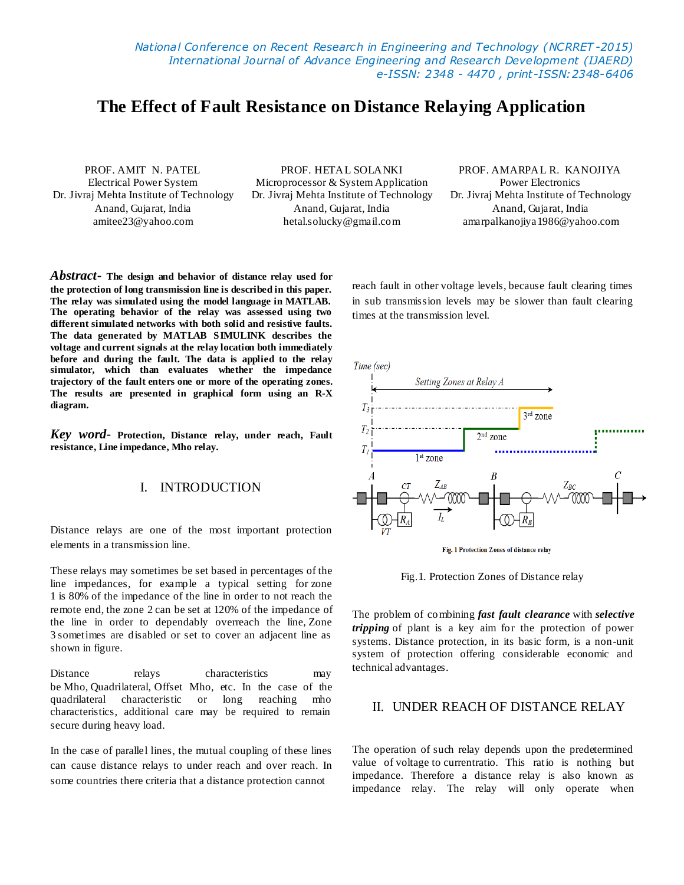# The Effect of Fault Resistance on Distance Relaying Application

PROF. AMIT N. PATEL
Electrical Power System
Dr. Jivraj Mehta Institute of Technology
Anand, Gujarat, India
amitee23@yahoo.com

PROF. HETAL SOLANKI
Microprocessor & System Application
Dr. Jivraj Mehta Institute of Technology
Anand, Gujarat, India
hetal.solucky@gmail.com

PROF. AMARPAL R. KANOJIYA
Power Electronics
Dr. Jivraj Mehta Institute of Technology
Anand, Gujarat, India
amarpalkanojiya1986@yahoo.com

***Abstract-*** **The design and behavior of distance relay used for the protection of long transmission line is described in this paper. The relay was simulated using the model language in MATLAB. The operating behavior of the relay was assessed using two different simulated networks with both solid and resistive faults. The data generated by MATLAB SIMULINK describes the voltage and current signals at the relay location both immediately before and during the fault. The data is applied to the relay simulator, which than evaluates whether the impedance trajectory of the fault enters one or more of the operating zones. The results are presented in graphical form using an R-X diagram.**

***Key word-*** **Protection, Distance relay, under reach, Fault resistance, Line impedance, Mho relay.**

## I. INTRODUCTION

Distance relays are one of the most important protection elements in a transmission line.

These relays may sometimes be set based in percentages of the line impedances, for example a typical setting for zone 1 is 80% of the impedance of the line in order to not reach the remote end, the zone 2 can be set at 120% of the impedance of the line in order to dependably overreach the line, Zone 3 sometimes are disabled or set to cover an adjacent line as shown in figure.

Distance relays characteristics may be Mho, Quadrilateral, Offset Mho, etc. In the case of the quadrilateral characteristic or long reaching mho characteristics, additional care may be required to remain secure during heavy load.

In the case of parallel lines, the mutual coupling of these lines can cause distance relays to under reach and over reach. In some countries there criteria that a distance protection cannot reach fault in other voltage levels, because fault clearing times in sub transmission levels may be slower than fault clearing times at the transmission level.

Fig. 1 Protection Zones of distance relay

Fig.1. Protection Zones of Distance relay

The problem of combining ***fast fault clearance*** with ***selective tripping*** of plant is a key aim for the protection of power systems. Distance protection, in its basic form, is a non-unit system of protection offering considerable economic and technical advantages.

## II. UNDER REACH OF DISTANCE RELAY

The operation of such relay depends upon the predetermined value of voltage to currentratio. This ratio is nothing but impedance. Therefore a distance relay is also known as impedance relay. The relay will only operate when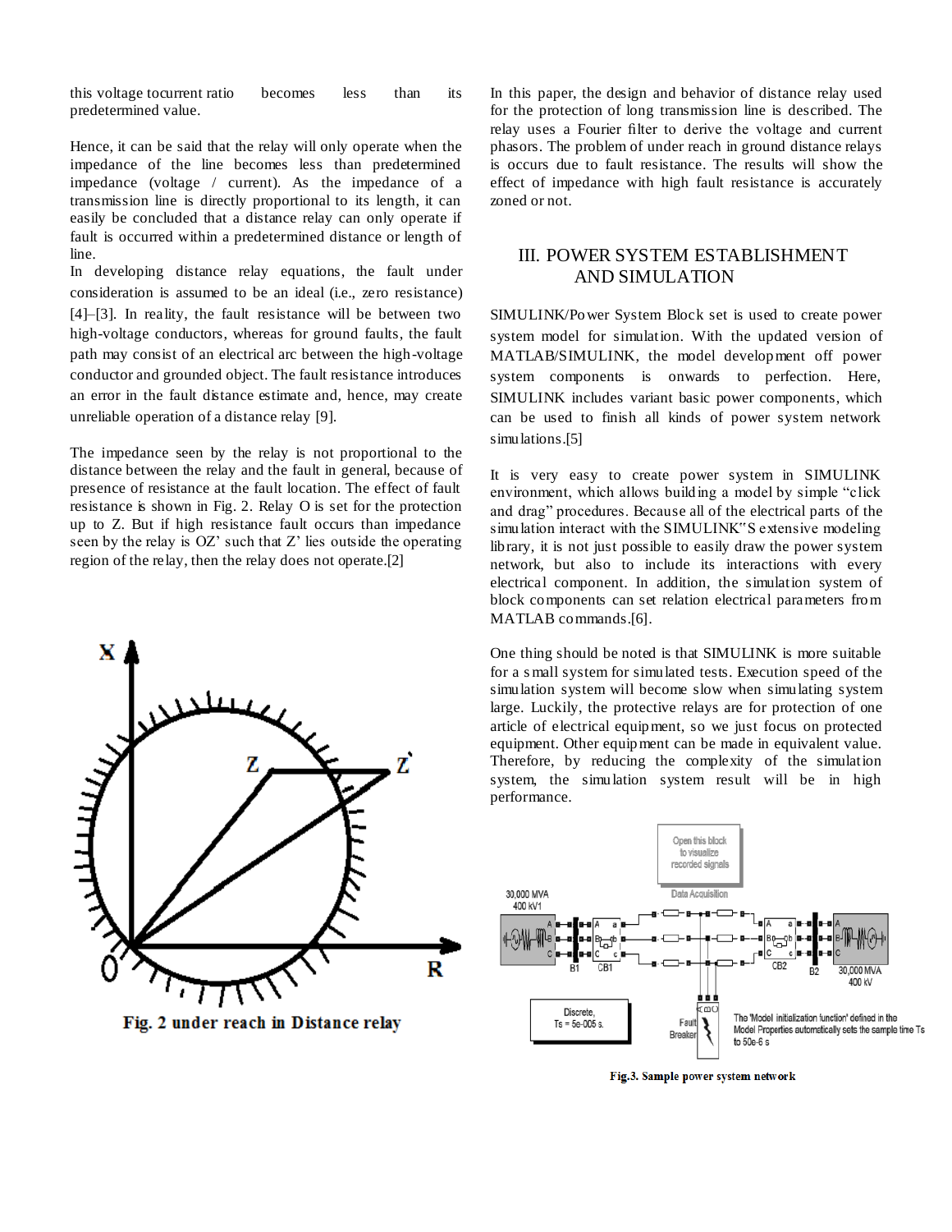this voltage tocurrent ratio becomes less than its predetermined value.

Hence, it can be said that the relay will only operate when the impedance of the line becomes less than predetermined impedance (voltage / current). As the impedance of a transmission line is directly proportional to its length, it can easily be concluded that a distance relay can only operate if fault is occurred within a predetermined distance or length of line.

In developing distance relay equations, the fault under consideration is assumed to be an ideal (i.e., zero resistance) [4]–[3]. In reality, the fault resistance will be between two high-voltage conductors, whereas for ground faults, the fault path may consist of an electrical arc between the high-voltage conductor and grounded object. The fault resistance introduces an error in the fault distance estimate and, hence, may create unreliable operation of a distance relay [9].

The impedance seen by the relay is not proportional to the distance between the relay and the fault in general, because of presence of resistance at the fault location. The effect of fault resistance is shown in Fig. 2. Relay O is set for the protection up to Z. But if high resistance fault occurs than impedance seen by the relay is OZ' such that Z' lies outside the operating region of the relay, then the relay does not operate.[2]

**Fig. 2 under reach in Distance relay**

In this paper, the design and behavior of distance relay used for the protection of long transmission line is described. The relay uses a Fourier filter to derive the voltage and current phasors. The problem of under reach in ground distance relays is occurs due to fault resistance. The results will show the effect of impedance with high fault resistance is accurately zoned or not.

## III. POWER SYSTEM ESTABLISHMENT AND SIMULATION

SIMULINK/Power System Block set is used to create power system model for simulation. With the updated version of MATLAB/SIMULINK, the model development off power system components is onwards to perfection. Here, SIMULINK includes variant basic power components, which can be used to finish all kinds of power system network simulations.[5]

It is very easy to create power system in SIMULINK environment, which allows building a model by simple "click and drag" procedures. Because all of the electrical parts of the simulation interact with the SIMULINK"S extensive modeling library, it is not just possible to easily draw the power system network, but also to include its interactions with every electrical component. In addition, the simulation system of block components can set relation electrical parameters from MATLAB commands.[6].

One thing should be noted is that SIMULINK is more suitable for a small system for simulated tests. Execution speed of the simulation system will become slow when simulating system large. Luckily, the protective relays are for protection of one article of electrical equipment, so we just focus on protected equipment. Other equipment can be made in equivalent value. Therefore, by reducing the complexity of the simulation system, the simulation system result will be in high performance.

**Fig.3. Sample power system network**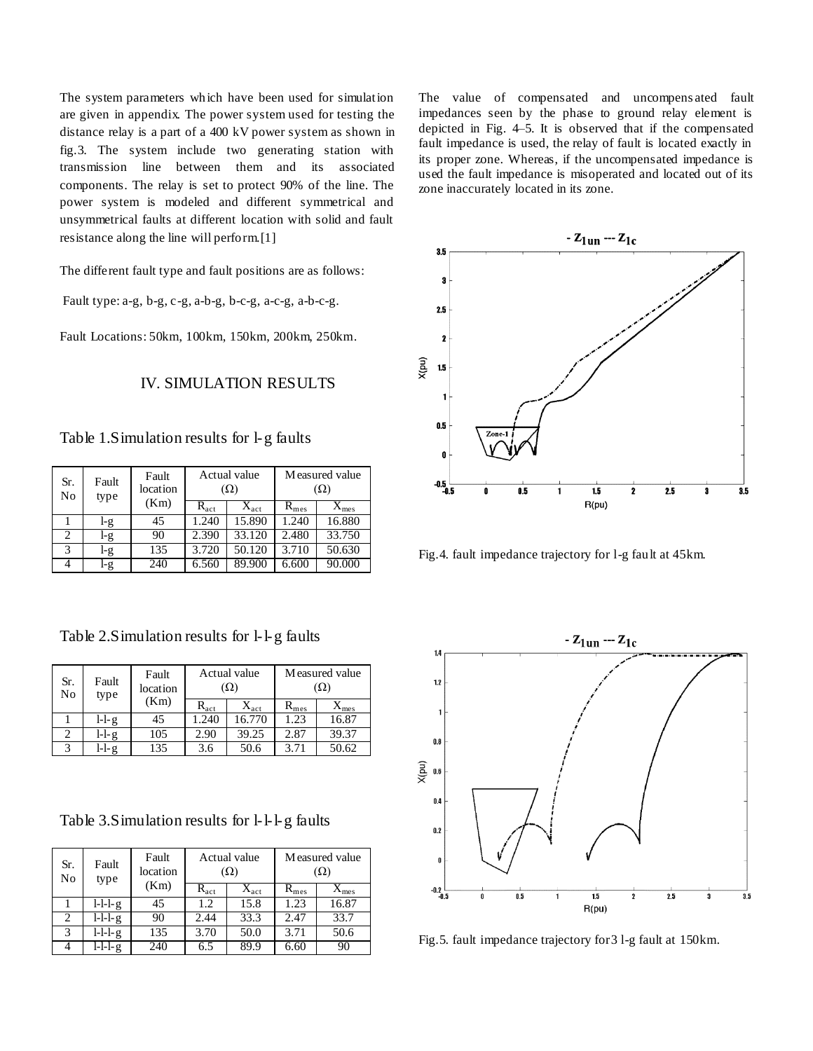The system parameters which have been used for simulation are given in appendix. The power system used for testing the distance relay is a part of a 400 kV power system as shown in fig.3. The system include two generating station with transmission line between them and its associated components. The relay is set to protect 90% of the line. The power system is modeled and different symmetrical and unsymmetrical faults at different location with solid and fault resistance along the line will perform.[1]

The different fault type and fault positions are as follows:

Fault type: a-g, b-g, c-g, a-b-g, b-c-g, a-c-g, a-b-c-g.

Fault Locations: 50km, 100km, 150km, 200km, 250km.

## IV. SIMULATION RESULTS

Table 1.Simulation results for l-g faults

| Sr. No | Fault type | Fault location (Km) | Actual value (Ω) | | Measured value (Ω) | |
|---|---|---|---|---|---|---|
| | | | $R_{act}$ | $X_{act}$ | $R_{mes}$ | $X_{mes}$ |
| 1 | l-g | 45 | 1.240 | 15.890 | 1.240 | 16.880 |
| 2 | l-g | 90 | 2.390 | 33.120 | 2.480 | 33.750 |
| 3 | l-g | 135 | 3.720 | 50.120 | 3.710 | 50.630 |
| 4 | l-g | 240 | 6.560 | 89.900 | 6.600 | 90.000 |

Table 2.Simulation results for l-l-g faults

| Sr. No | Fault type | Fault location (Km) | Actual value (Ω) | | Measured value (Ω) | |
|---|---|---|---|---|---|---|
| | | | $R_{act}$ | $X_{act}$ | $R_{mes}$ | $X_{mes}$ |
| 1 | l-l-g | 45 | 1.240 | 16.770 | 1.23 | 16.87 |
| 2 | l-l-g | 105 | 2.90 | 39.25 | 2.87 | 39.37 |
| 3 | l-l-g | 135 | 3.6 | 50.6 | 3.71 | 50.62 |

Table 3.Simulation results for l-l-l-g faults

| Sr. No | Fault type | Fault location (Km) | Actual value (Ω) | | Measured value (Ω) | |
|---|---|---|---|---|---|---|
| | | | $R_{act}$ | $X_{act}$ | $R_{mes}$ | $X_{mes}$ |
| 1 | l-l-l-g | 45 | 1.2 | 15.8 | 1.23 | 16.87 |
| 2 | l-l-l-g | 90 | 2.44 | 33.3 | 2.47 | 33.7 |
| 3 | l-l-l-g | 135 | 3.70 | 50.0 | 3.71 | 50.6 |
| 4 | l-l-l-g | 240 | 6.5 | 89.9 | 6.60 | 90 |

The value of compensated and uncompensated fault impedances seen by the phase to ground relay element is depicted in Fig. 4–5. It is observed that if the compensated fault impedance is used, the relay of fault is located exactly in its proper zone. Whereas, if the uncompensated impedance is used the fault impedance is misoperated and located out of its zone inaccurately located in its zone.

Fig.4. fault impedance trajectory for l-g fault at 45km.

Fig.5. fault impedance trajectory for3 l-g fault at 150km.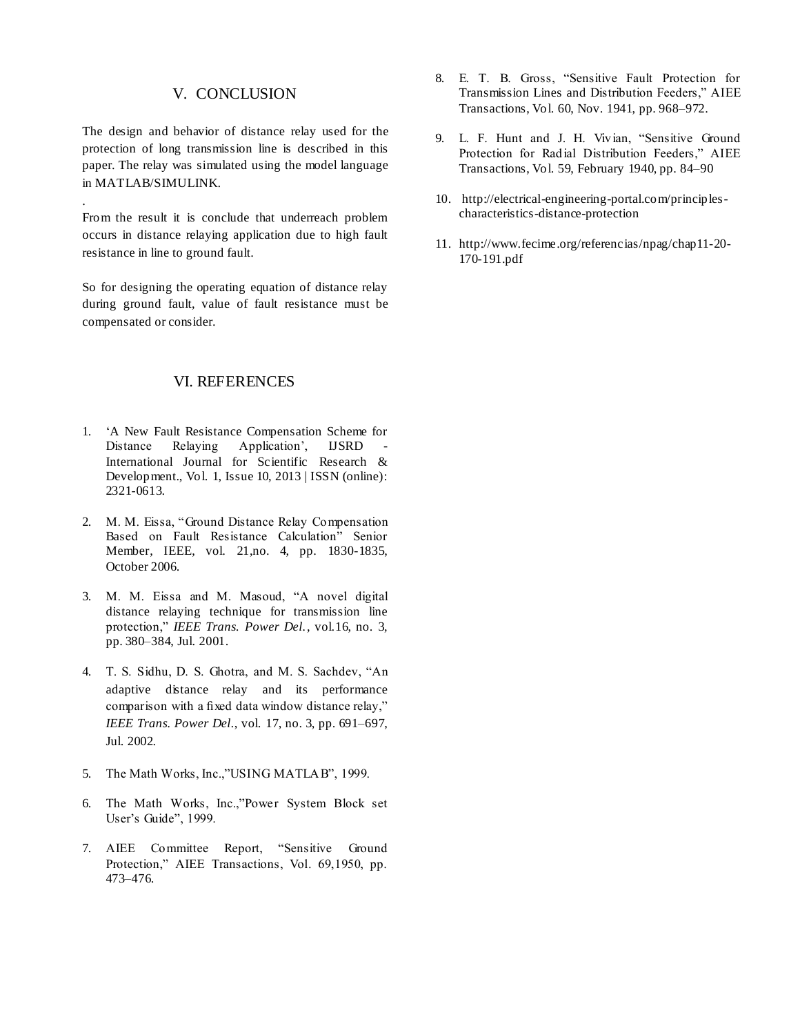## V. CONCLUSION

The design and behavior of distance relay used for the protection of long transmission line is described in this paper. The relay was simulated using the model language in MATLAB/SIMULINK.

.

From the result it is conclude that underreach problem occurs in distance relaying application due to high fault resistance in line to ground fault.

So for designing the operating equation of distance relay during ground fault, value of fault resistance must be compensated or consider.

## VI. REFERENCES

1. ‘A New Fault Resistance Compensation Scheme for Distance Relaying Application’, IJSRD - International Journal for Scientific Research & Development., Vol. 1, Issue 10, 2013 | ISSN (online): 2321-0613.

2. M. M. Eissa, “Ground Distance Relay Compensation Based on Fault Resistance Calculation” Senior Member, IEEE, vol. 21,no. 4, pp. 1830-1835, October 2006.

3. M. M. Eissa and M. Masoud, “A novel digital distance relaying technique for transmission line protection,” *IEEE Trans. Power Del.*, vol.16, no. 3, pp. 380–384, Jul. 2001.

4. T. S. Sidhu, D. S. Ghotra, and M. S. Sachdev, “An adaptive distance relay and its performance comparison with a fixed data window distance relay,” *IEEE Trans. Power Del.*, vol. 17, no. 3, pp. 691–697, Jul. 2002.

5. The Math Works, Inc.,”USING MATLAB”, 1999.

6. The Math Works, Inc.,”Power System Block set User’s Guide”, 1999.

7. AIEE Committee Report, “Sensitive Ground Protection,” AIEE Transactions, Vol. 69,1950, pp. 473–476.

8. E. T. B. Gross, “Sensitive Fault Protection for Transmission Lines and Distribution Feeders,” AIEE Transactions, Vol. 60, Nov. 1941, pp. 968–972.

9. L. F. Hunt and J. H. Vivian, “Sensitive Ground Protection for Radial Distribution Feeders,” AIEE Transactions, Vol. 59, February 1940, pp. 84–90

10. http://electrical-engineering-portal.com/principles-characteristics-distance-protection

11. http://www.fecime.org/referencias/npag/chap11-20-170-191.pdf